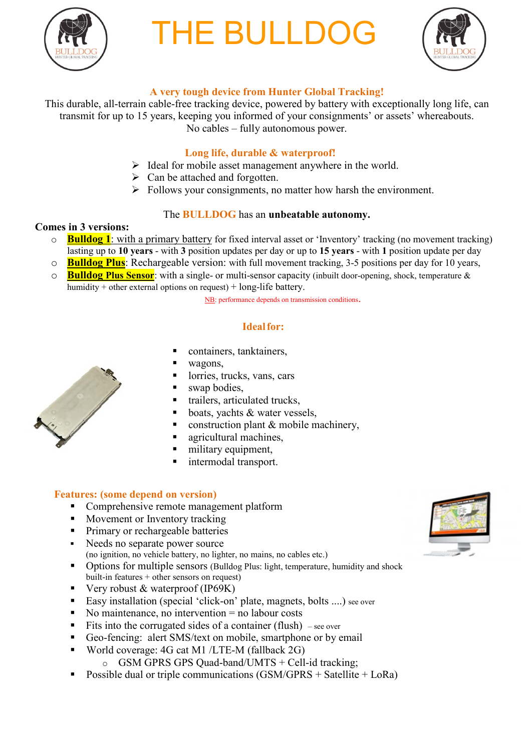# THE BULLDOG

**A very tough device from Hunter Global Tracking!**

This durable, all-terrain cable-free tracking device, powered by battery with exceptionally long life, can transmit for up to 15 years, keeping you informed of your consignments' or assets' whereabouts.
No cables – fully autonomous power.

**Long life, durable & waterproof!**

- Ideal for mobile asset management anywhere in the world.
- Can be attached and forgotten.
- Follows your consignments, no matter how harsh the environment.

The **BULLDOG** has an **unbeatable autonomy.**

**Comes in 3 versions:**

- **Bulldog 1**: with a primary battery for fixed interval asset or 'Inventory' tracking (no movement tracking) lasting up to **10 years** - with **3** position updates per day or up to **15 years** - with **1** position update per day
- **Bulldog Plus**: Rechargeable version: with full movement tracking, 3-5 positions per day for 10 years,
- **Bulldog Plus Sensor**: with a single- or multi-sensor capacity (inbuilt door-opening, shock, temperature & humidity + other external options on request) + long-life battery.

NB: performance depends on transmission conditions.

**Ideal for:**

- containers, tanktainers,
- wagons,
- lorries, trucks, vans, cars
- swap bodies,
- trailers, articulated trucks,
- boats, yachts & water vessels,
- construction plant & mobile machinery,
- agricultural machines,
- military equipment,
- intermodal transport.

**Features: (some depend on version)**

- Comprehensive remote management platform
- Movement or Inventory tracking
- Primary or rechargeable batteries
- Needs no separate power source
  (no ignition, no vehicle battery, no lighter, no mains, no cables etc.)
- Options for multiple sensors (Bulldog Plus: light, temperature, humidity and shock built-in features + other sensors on request)
- Very robust & waterproof (IP69K)
- Easy installation (special 'click-on' plate, magnets, bolts ....) see over
- No maintenance, no intervention = no labour costs
- Fits into the corrugated sides of a container (flush) – see over
- Geo-fencing: alert SMS/text on mobile, smartphone or by email
- World coverage: 4G cat M1 /LTE-M (fallback 2G)
  - GSM GPRS GPS Quad-band/UMTS + Cell-id tracking;
- Possible dual or triple communications (GSM/GPRS + Satellite + LoRa)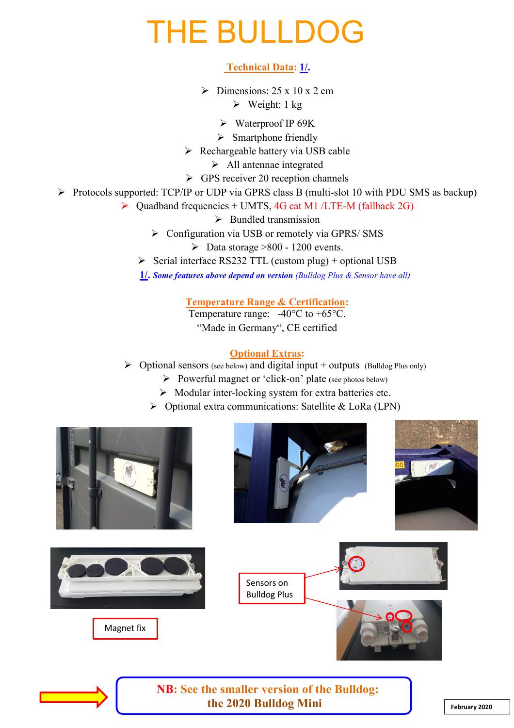# THE BULLDOG

**Technical Data: 1/.**

- Dimensions: 25 x 10 x 2 cm
- Weight: 1 kg
- Waterproof IP 69K
- Smartphone friendly
- Rechargeable battery via USB cable
- All antennae integrated
- GPS receiver 20 reception channels
- Protocols supported: TCP/IP or UDP via GPRS class B (multi-slot 10 with PDU SMS as backup)
- Quadband frequencies + UMTS, 4G cat M1 /LTE-M (fallback 2G)
- Bundled transmission
- Configuration via USB or remotely via GPRS/ SMS
- Data storage >800 - 1200 events.
- Serial interface RS232 TTL (custom plug) + optional USB

**1/.** ***Some features above depend on version*** *(Bulldog Plus & Sensor have all)*

**Temperature Range & Certification:**

Temperature range: -40°C to +65°C.

"Made in Germany", CE certified

**Optional Extras:**

- Optional sensors (see below) and digital input + outputs (Bulldog Plus only)
- Powerful magnet or 'click-on' plate (see photos below)
- Modular inter-locking system for extra batteries etc.
- Optional extra communications: Satellite & LoRa (LPN)

Magnet fix

Sensors on Bulldog Plus

**NB: See the smaller version of the Bulldog: the 2020 Bulldog Mini**

February 2020